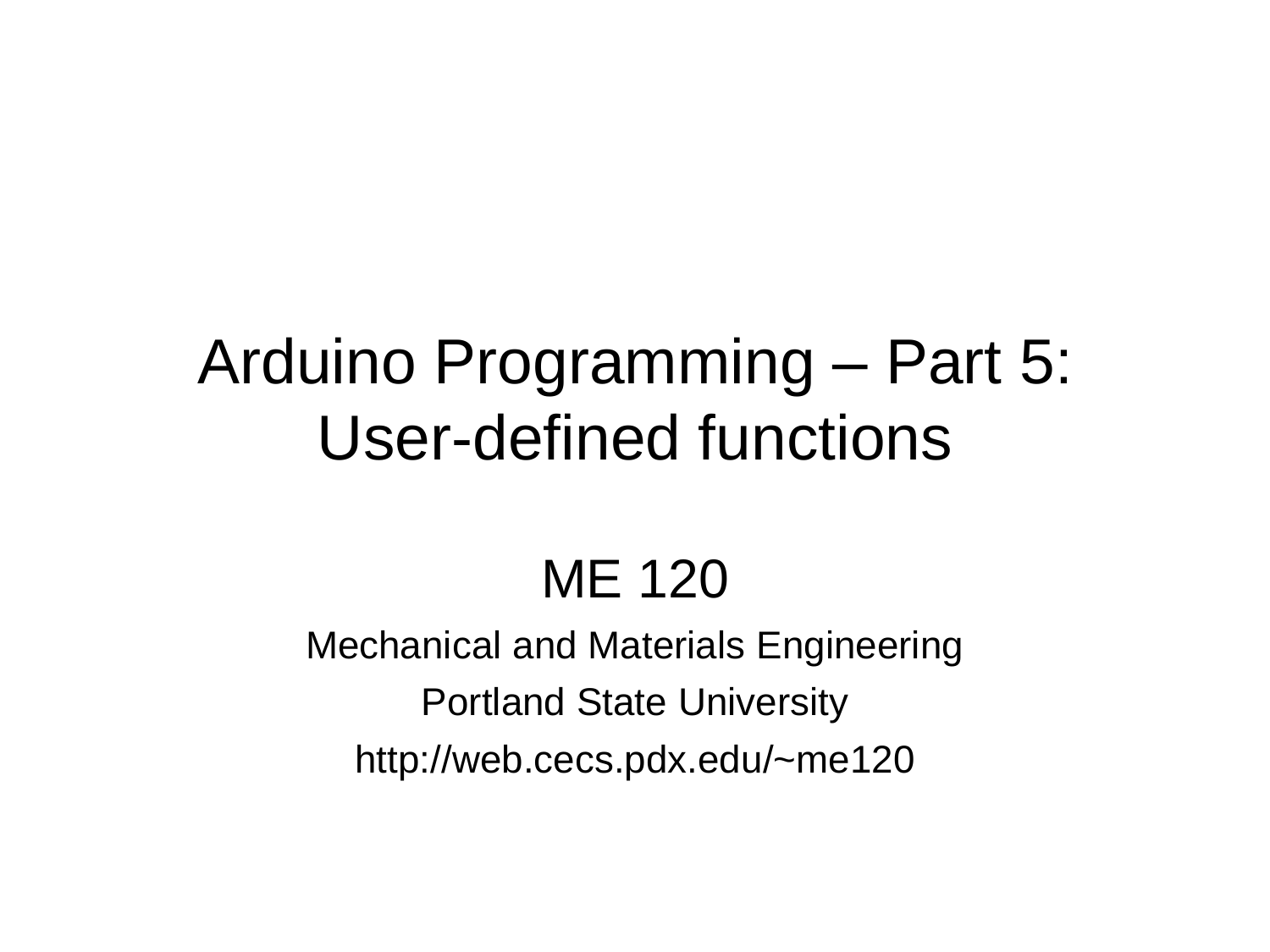# Arduino Programming – Part 5: User-defined functions

ME 120

Mechanical and Materials Engineering

Portland State University

http://web.cecs.pdx.edu/~me120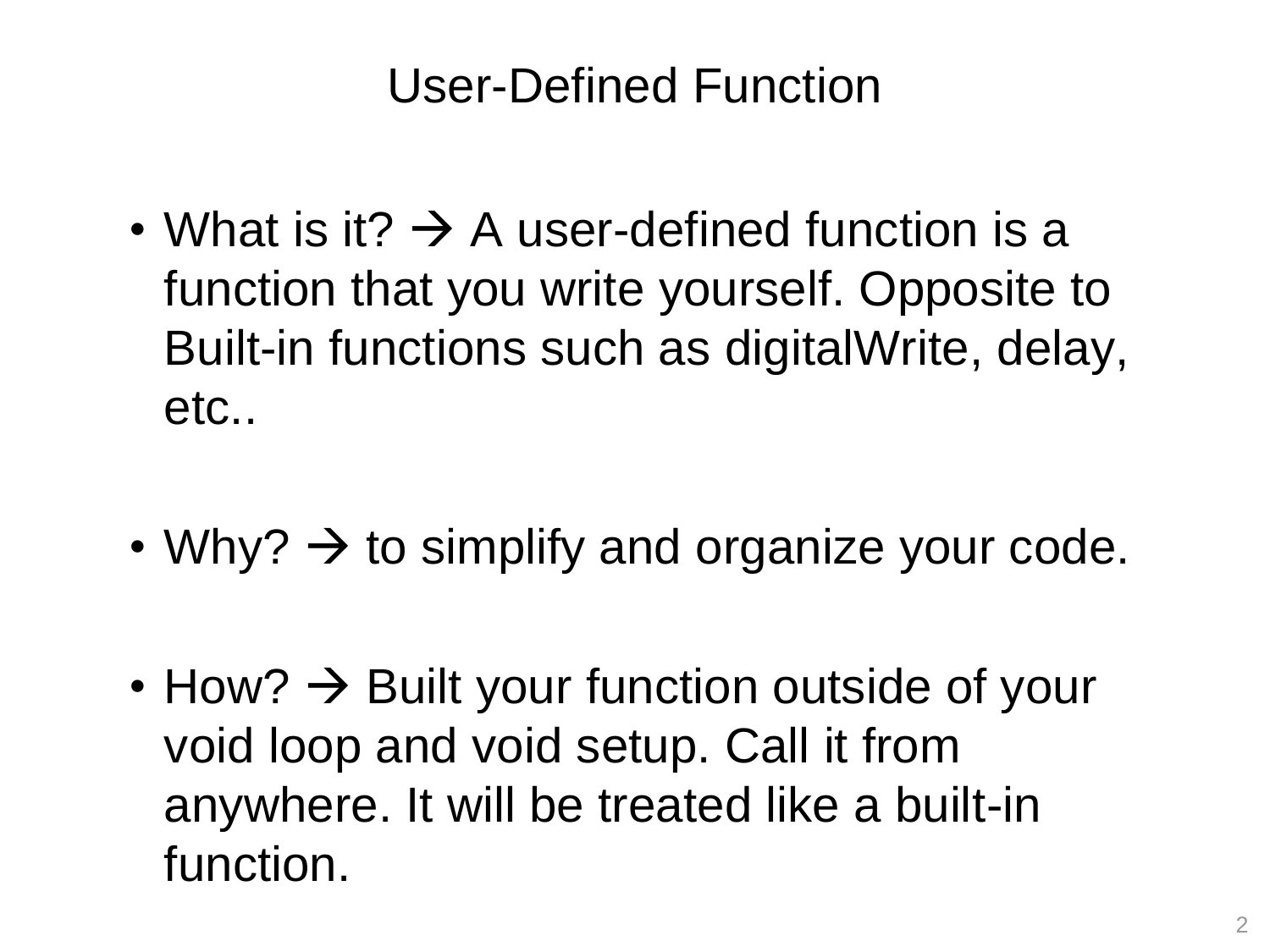# User-Defined Function

- What is it? → A user-defined function is a function that you write yourself. Opposite to Built-in functions such as digitalWrite, delay, etc..

- Why? → to simplify and organize your code.

- How? → Built your function outside of your void loop and void setup. Call it from anywhere. It will be treated like a built-in function.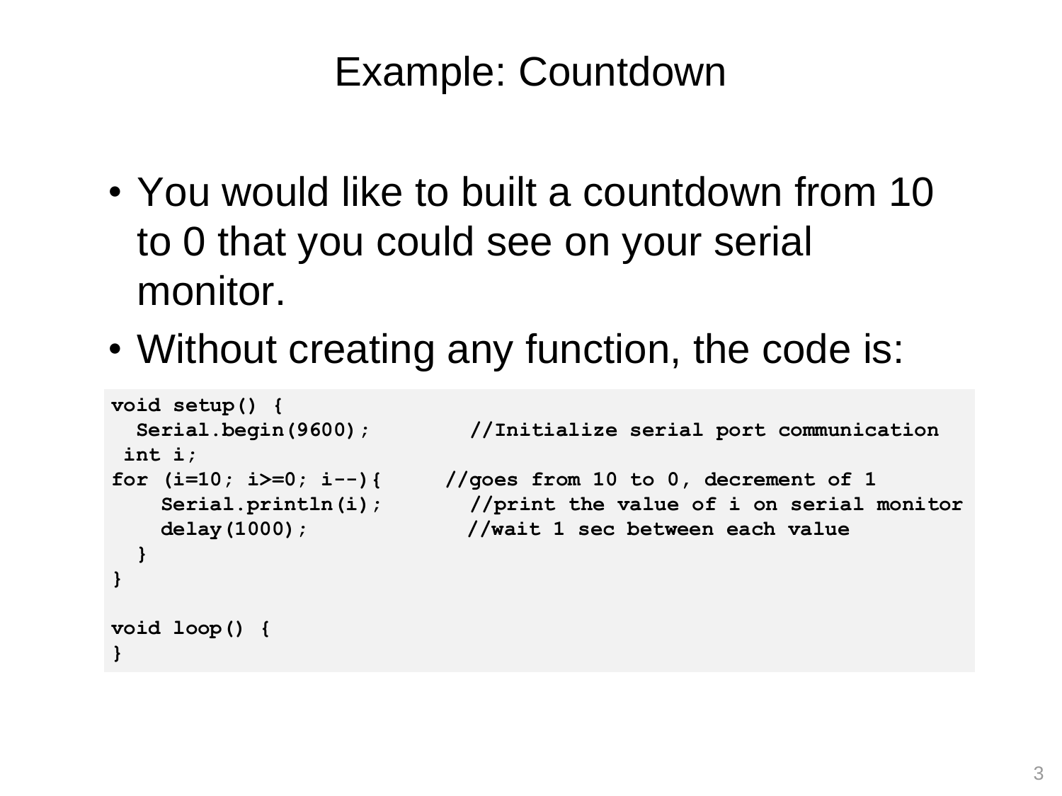# Example: Countdown

- You would like to built a countdown from 10 to 0 that you could see on your serial monitor.
- Without creating any function, the code is:

```
void setup() {
  Serial.begin(9600);        //Initialize serial port communication
 int i;
for (i=10; i>=0; i--){      //goes from 10 to 0, decrement of 1
    Serial.println(i);        //print the value of i on serial monitor
    delay(1000);             //wait 1 sec between each value
  }
}

void loop() {
}
```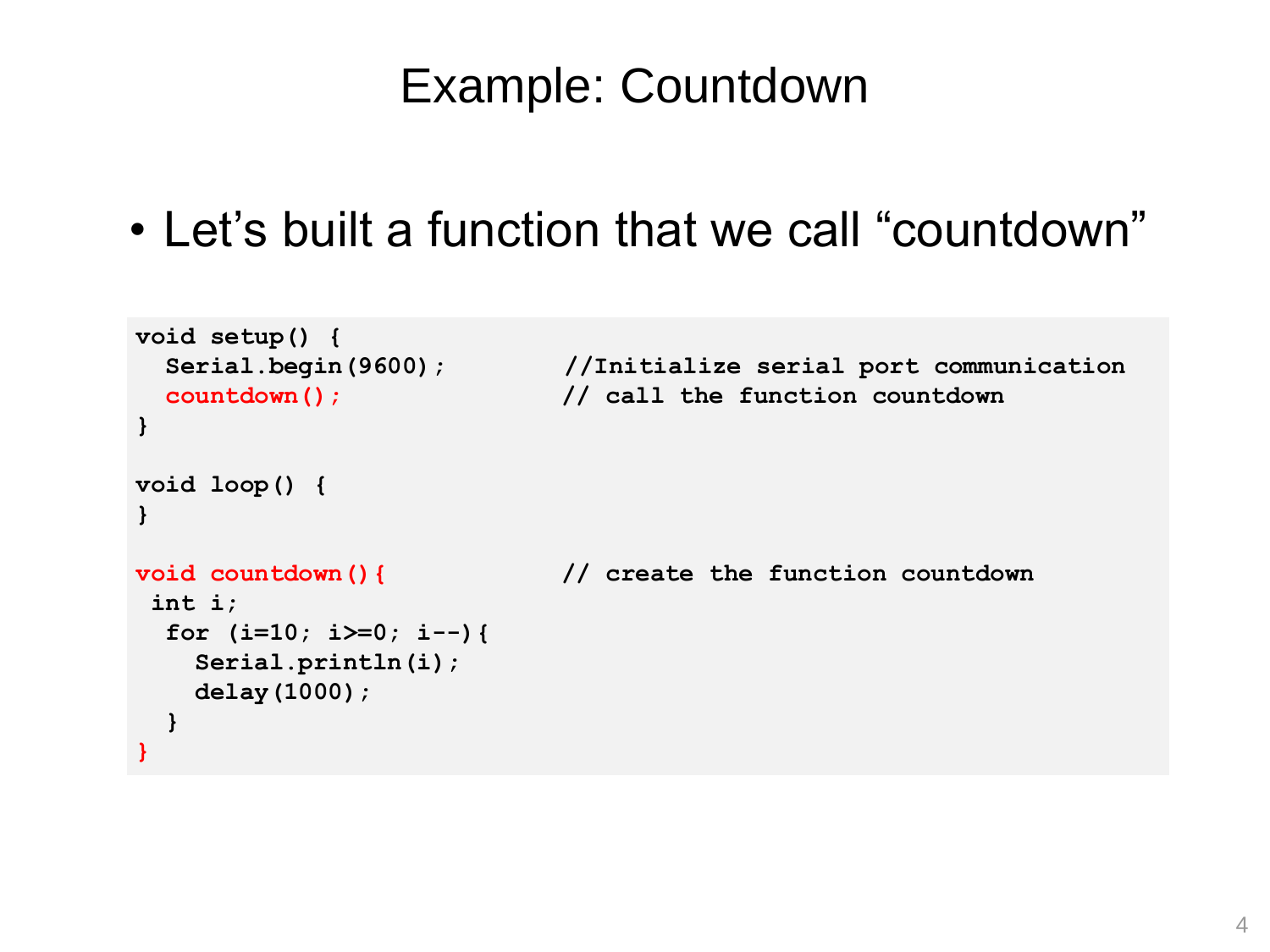# Example: Countdown

- Let's built a function that we call "countdown"

```
void setup() {
  Serial.begin(9600);         //Initialize serial port communication
  countdown();                // call the function countdown
}

void loop() {
}

void countdown(){             // create the function countdown
 int i;
  for (i=10; i>=0; i--){
    Serial.println(i);
    delay(1000);
  }
}
```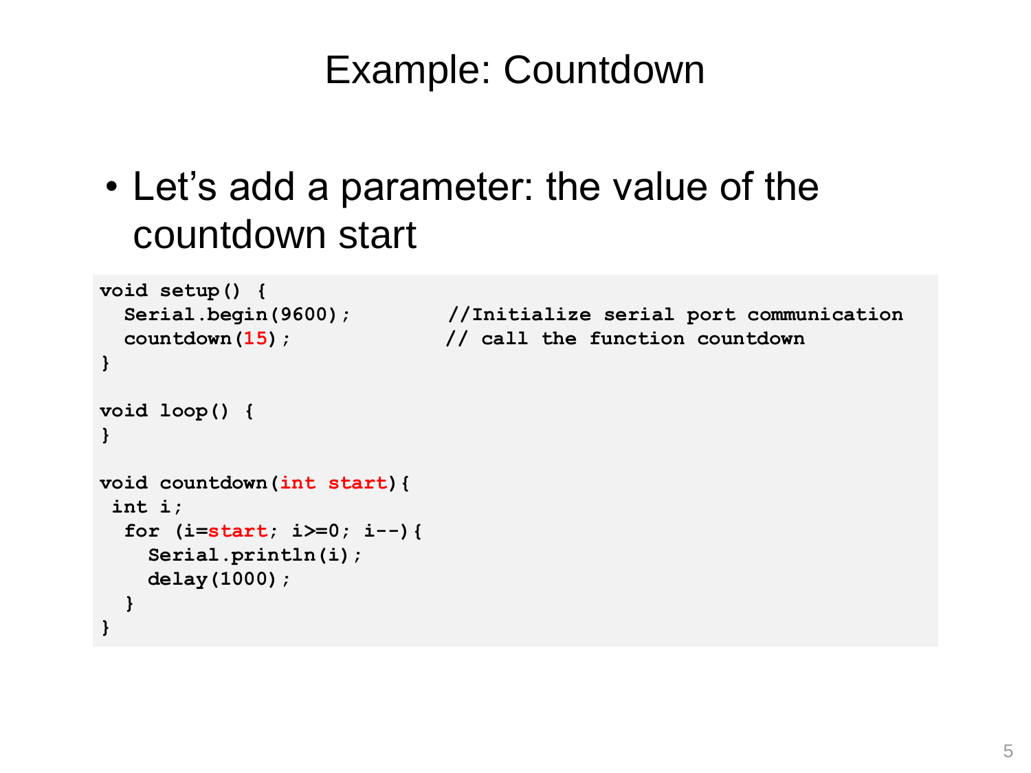# Example: Countdown

- Let's add a parameter: the value of the countdown start

```
void setup() {
  Serial.begin(9600);          //Initialize serial port communication
  countdown(15);              // call the function countdown
}

void loop() {
}

void countdown(int start){
 int i;
  for (i=start; i>=0; i--){
    Serial.println(i);
    delay(1000);
  }
}
```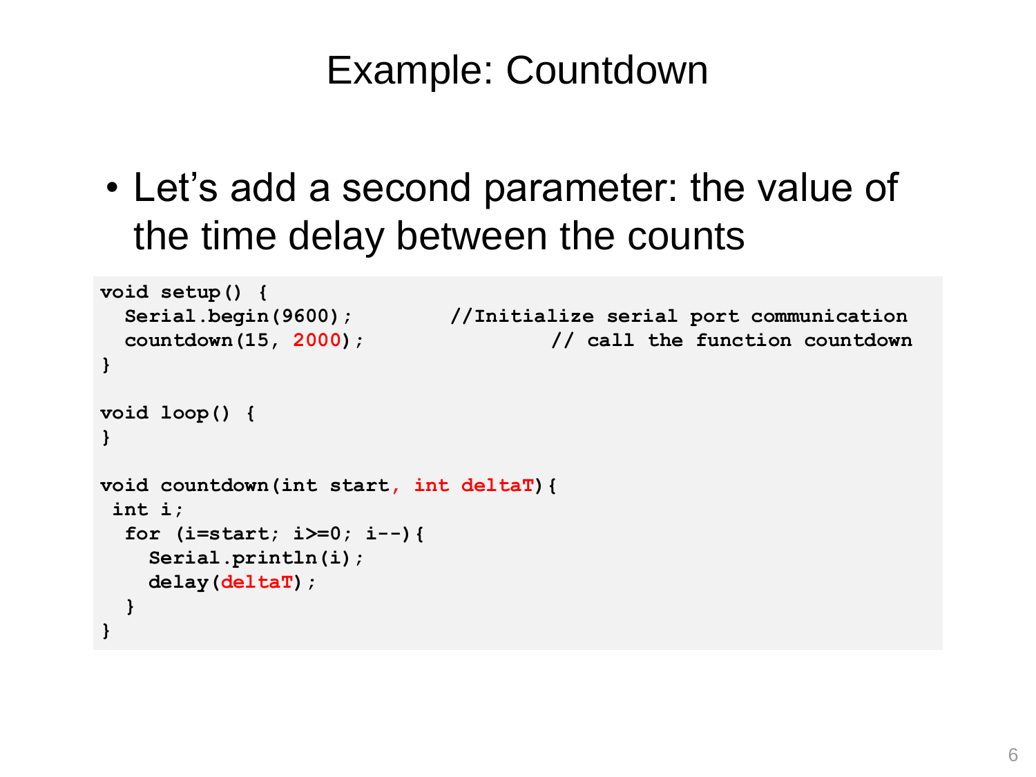# Example: Countdown

- Let's add a second parameter: the value of the time delay between the counts

```
void setup() {
  Serial.begin(9600);        //Initialize serial port communication
  countdown(15, 2000);               // call the function countdown
}

void loop() {
}

void countdown(int start, int deltaT){
 int i;
  for (i=start; i>=0; i--){
    Serial.println(i);
    delay(deltaT);
  }
}
```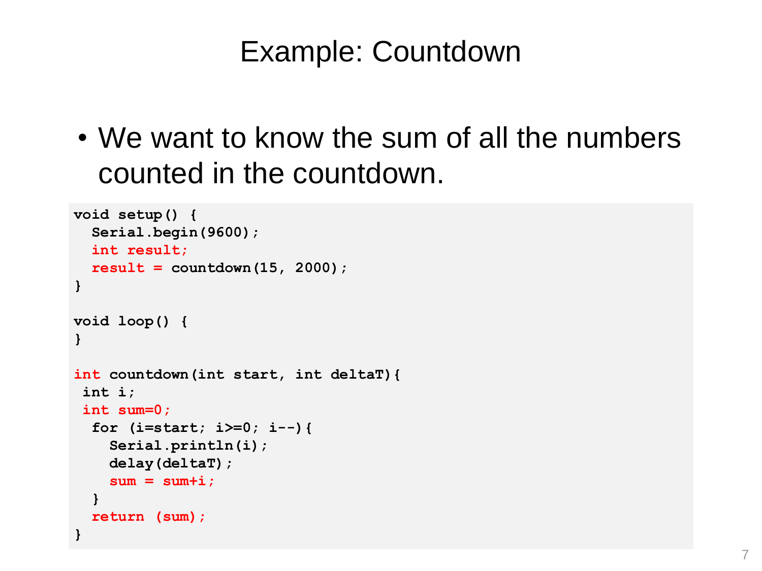# Example: Countdown

- We want to know the sum of all the numbers counted in the countdown.

```
void setup() {
  Serial.begin(9600);
  int result;
  result = countdown(15, 2000);
}

void loop() {
}

int countdown(int start, int deltaT){
 int i;
 int sum=0;
  for (i=start; i>=0; i--){
    Serial.println(i);
    delay(deltaT);
    sum = sum+i;
  }
  return (sum);
}
```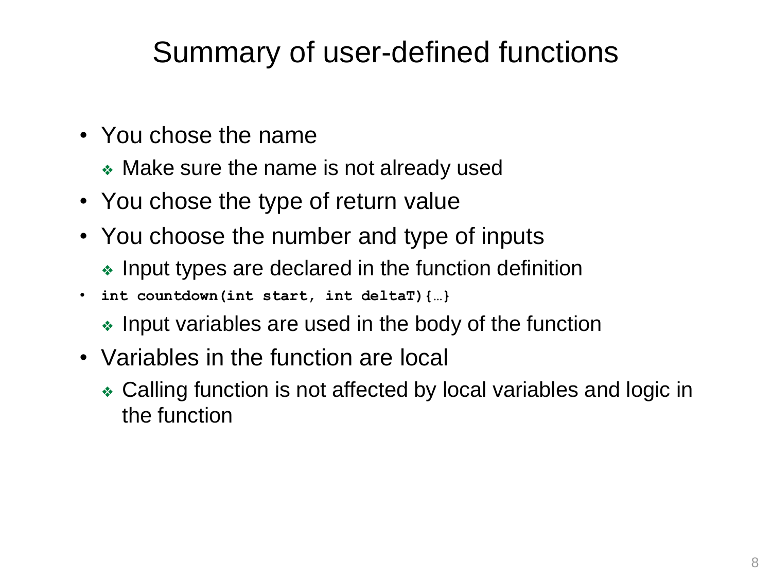# Summary of user-defined functions

- You chose the name
  - Make sure the name is not already used
- You chose the type of return value
- You choose the number and type of inputs
  - Input types are declared in the function definition
- `int countdown(int start, int deltaT){…}`
  - Input variables are used in the body of the function
- Variables in the function are local
  - Calling function is not affected by local variables and logic in the function